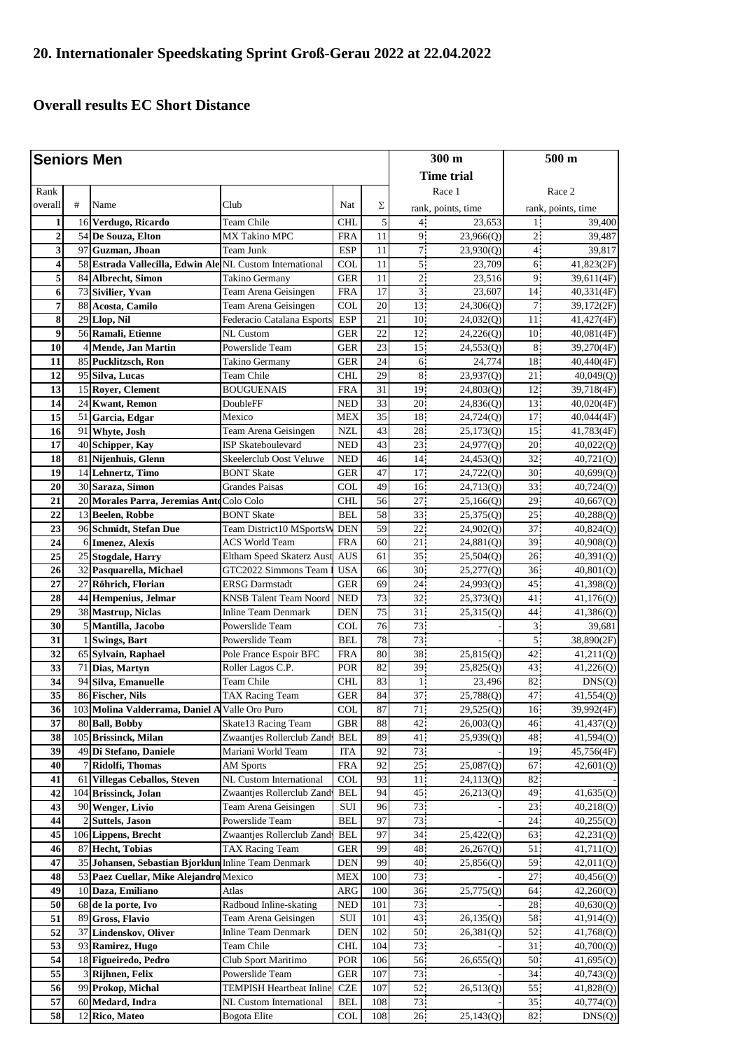## 20. Internationaler Speedskating Sprint Groß-Gerau 2022 at 22.04.2022

## Overall results EC Short Distance

| Seniors Men | | | | | | 300 m Time trial | | 500 m | |
|---|---|---|---|---|---|---|---|---|---|
| Rank overall | # | Name | Club | Nat | Σ | Race 1 rank, points, time | | Race 2 rank, points, time | |
| 1 | 16 | Verdugo, Ricardo | Team Chile | CHL | 5 | 4 | 23,653 | 1 | 39,400 |
| 2 | 54 | De Souza, Elton | MX Takino MPC | FRA | 11 | 9 | 23,966(Q) | 2 | 39,487 |
| 3 | 97 | Guzman, Jhoan | Team Junk | ESP | 11 | 7 | 23,930(Q) | 4 | 39,817 |
| 4 | 58 | Estrada Vallecilla, Edwin Ale | NL Custom International | COL | 11 | 5 | 23,709 | 6 | 41,823(2F) |
| 5 | 84 | Albrecht, Simon | Takino Germany | GER | 11 | 2 | 23,516 | 9 | 39,611(4F) |
| 6 | 73 | Sivilier, Yvan | Team Arena Geisingen | FRA | 17 | 3 | 23,607 | 14 | 40,331(4F) |
| 7 | 88 | Acosta, Camilo | Team Arena Geisingen | COL | 20 | 13 | 24,306(Q) | 7 | 39,172(2F) |
| 8 | 29 | Llop, Nil | Federacio Catalana Esports | ESP | 21 | 10 | 24,032(Q) | 11 | 41,427(4F) |
| 9 | 56 | Ramali, Etienne | NL Custom | GER | 22 | 12 | 24,226(Q) | 10 | 40,081(4F) |
| 10 | 4 | Mende, Jan Martin | Powerslide Team | GER | 23 | 15 | 24,553(Q) | 8 | 39,270(4F) |
| 11 | 85 | Pucklitzsch, Ron | Takino Germany | GER | 24 | 6 | 24,774 | 18 | 40,440(4F) |
| 12 | 95 | Silva, Lucas | Team Chile | CHL | 29 | 8 | 23,937(Q) | 21 | 40,049(Q) |
| 13 | 15 | Royer, Clement | BOUGUENAIS | FRA | 31 | 19 | 24,803(Q) | 12 | 39,718(4F) |
| 14 | 24 | Kwant, Remon | DoubleFF | NED | 33 | 20 | 24,836(Q) | 13 | 40,020(4F) |
| 15 | 51 | Garcia, Edgar | Mexico | MEX | 35 | 18 | 24,724(Q) | 17 | 40,044(4F) |
| 16 | 91 | Whyte, Josh | Team Arena Geisingen | NZL | 43 | 28 | 25,173(Q) | 15 | 41,783(4F) |
| 17 | 40 | Schipper, Kay | ISP Skateboulevard | NED | 43 | 23 | 24,977(Q) | 20 | 40,022(Q) |
| 18 | 81 | Nijenhuis, Glenn | Skeelerclub Oost Veluwe | NED | 46 | 14 | 24,453(Q) | 32 | 40,721(Q) |
| 19 | 14 | Lehnertz, Timo | BONT Skate | GER | 47 | 17 | 24,722(Q) | 30 | 40,699(Q) |
| 20 | 30 | Saraza, Simon | Grandes Paisas | COL | 49 | 16 | 24,713(Q) | 33 | 40,724(Q) |
| 21 | 20 | Morales Parra, Jeremias Ant | Colo Colo | CHL | 56 | 27 | 25,166(Q) | 29 | 40,667(Q) |
| 22 | 13 | Beelen, Robbe | BONT Skate | BEL | 58 | 33 | 25,375(Q) | 25 | 40,288(Q) |
| 23 | 96 | Schmidt, Stefan Due | Team District10 MSportsW | DEN | 59 | 22 | 24,902(Q) | 37 | 40,824(Q) |
| 24 | 6 | Imenez, Alexis | ACS World Team | FRA | 60 | 21 | 24,881(Q) | 39 | 40,908(Q) |
| 25 | 25 | Stogdale, Harry | Eltham Speed Skaterz Aust | AUS | 61 | 35 | 25,504(Q) | 26 | 40,391(Q) |
| 26 | 32 | Pasquarella, Michael | GTC2022 Simmons Team | USA | 66 | 30 | 25,277(Q) | 36 | 40,801(Q) |
| 27 | 27 | Röhrich, Florian | ERSG Darmstadt | GER | 69 | 24 | 24,993(Q) | 45 | 41,398(Q) |
| 28 | 44 | Hempenius, Jelmar | KNSB Talent Team Noord | NED | 73 | 32 | 25,373(Q) | 41 | 41,176(Q) |
| 29 | 38 | Mastrup, Niclas | Inline Team Denmark | DEN | 75 | 31 | 25,315(Q) | 44 | 41,386(Q) |
| 30 | 5 | Mantilla, Jacobo | Powerslide Team | COL | 76 | 73 | - | 3 | 39,681 |
| 31 | 1 | Swings, Bart | Powerslide Team | BEL | 78 | 73 | - | 5 | 38,890(2F) |
| 32 | 65 | Sylvain, Raphael | Pole France Espoir BFC | FRA | 80 | 38 | 25,815(Q) | 42 | 41,211(Q) |
| 33 | 71 | Dias, Martyn | Roller Lagos C.P. | POR | 82 | 39 | 25,825(Q) | 43 | 41,226(Q) |
| 34 | 94 | Silva, Emanuelle | Team Chile | CHL | 83 | 1 | 23,496 | 82 | DNS(Q) |
| 35 | 86 | Fischer, Nils | TAX Racing Team | GER | 84 | 37 | 25,788(Q) | 47 | 41,554(Q) |
| 36 | 103 | Molina Valderrama, Daniel A | Valle Oro Puro | COL | 87 | 71 | 29,525(Q) | 16 | 39,992(4F) |
| 37 | 80 | Ball, Bobby | Skate13 Racing Team | GBR | 88 | 42 | 26,003(Q) | 46 | 41,437(Q) |
| 38 | 105 | Brissinck, Milan | Zwaantjes Rollerclub Zand | BEL | 89 | 41 | 25,939(Q) | 48 | 41,594(Q) |
| 39 | 49 | Di Stefano, Daniele | Mariani World Team | ITA | 92 | 73 | - | 19 | 45,756(4F) |
| 40 | 7 | Ridolfi, Thomas | AM Sports | FRA | 92 | 25 | 25,087(Q) | 67 | 42,601(Q) |
| 41 | 61 | Villegas Ceballos, Steven | NL Custom International | COL | 93 | 11 | 24,113(Q) | 82 | - |
| 42 | 104 | Brissinck, Jolan | Zwaantjes Rollerclub Zand | BEL | 94 | 45 | 26,213(Q) | 49 | 41,635(Q) |
| 43 | 90 | Wenger, Livio | Team Arena Geisingen | SUI | 96 | 73 | - | 23 | 40,218(Q) |
| 44 | 2 | Suttels, Jason | Powerslide Team | BEL | 97 | 73 | - | 24 | 40,255(Q) |
| 45 | 106 | Lippens, Brecht | Zwaantjes Rollerclub Zand | BEL | 97 | 34 | 25,422(Q) | 63 | 42,231(Q) |
| 46 | 87 | Hecht, Tobias | TAX Racing Team | GER | 99 | 48 | 26,267(Q) | 51 | 41,711(Q) |
| 47 | 35 | Johansen, Sebastian Bjorklun | Inline Team Denmark | DEN | 99 | 40 | 25,856(Q) | 59 | 42,011(Q) |
| 48 | 53 | Paez Cuellar, Mike Alejandro | Mexico | MEX | 100 | 73 | - | 27 | 40,456(Q) |
| 49 | 10 | Daza, Emiliano | Atlas | ARG | 100 | 36 | 25,775(Q) | 64 | 42,260(Q) |
| 50 | 68 | de la porte, Ivo | Radboud Inline-skating | NED | 101 | 73 | - | 28 | 40,630(Q) |
| 51 | 89 | Gross, Flavio | Team Arena Geisingen | SUI | 101 | 43 | 26,135(Q) | 58 | 41,914(Q) |
| 52 | 37 | Lindenskov, Oliver | Inline Team Denmark | DEN | 102 | 50 | 26,381(Q) | 52 | 41,768(Q) |
| 53 | 93 | Ramirez, Hugo | Team Chile | CHL | 104 | 73 | - | 31 | 40,700(Q) |
| 54 | 18 | Figueiredo, Pedro | Club Sport Maritimo | POR | 106 | 56 | 26,655(Q) | 50 | 41,695(Q) |
| 55 | 3 | Rijhnen, Felix | Powerslide Team | GER | 107 | 73 | - | 34 | 40,743(Q) |
| 56 | 99 | Prokop, Michal | TEMPISH Heartbeat Inline | CZE | 107 | 52 | 26,513(Q) | 55 | 41,828(Q) |
| 57 | 60 | Medard, Indra | NL Custom International | BEL | 108 | 73 | - | 35 | 40,774(Q) |
| 58 | 12 | Rico, Mateo | Bogota Elite | COL | 108 | 26 | 25,143(Q) | 82 | DNS(Q) |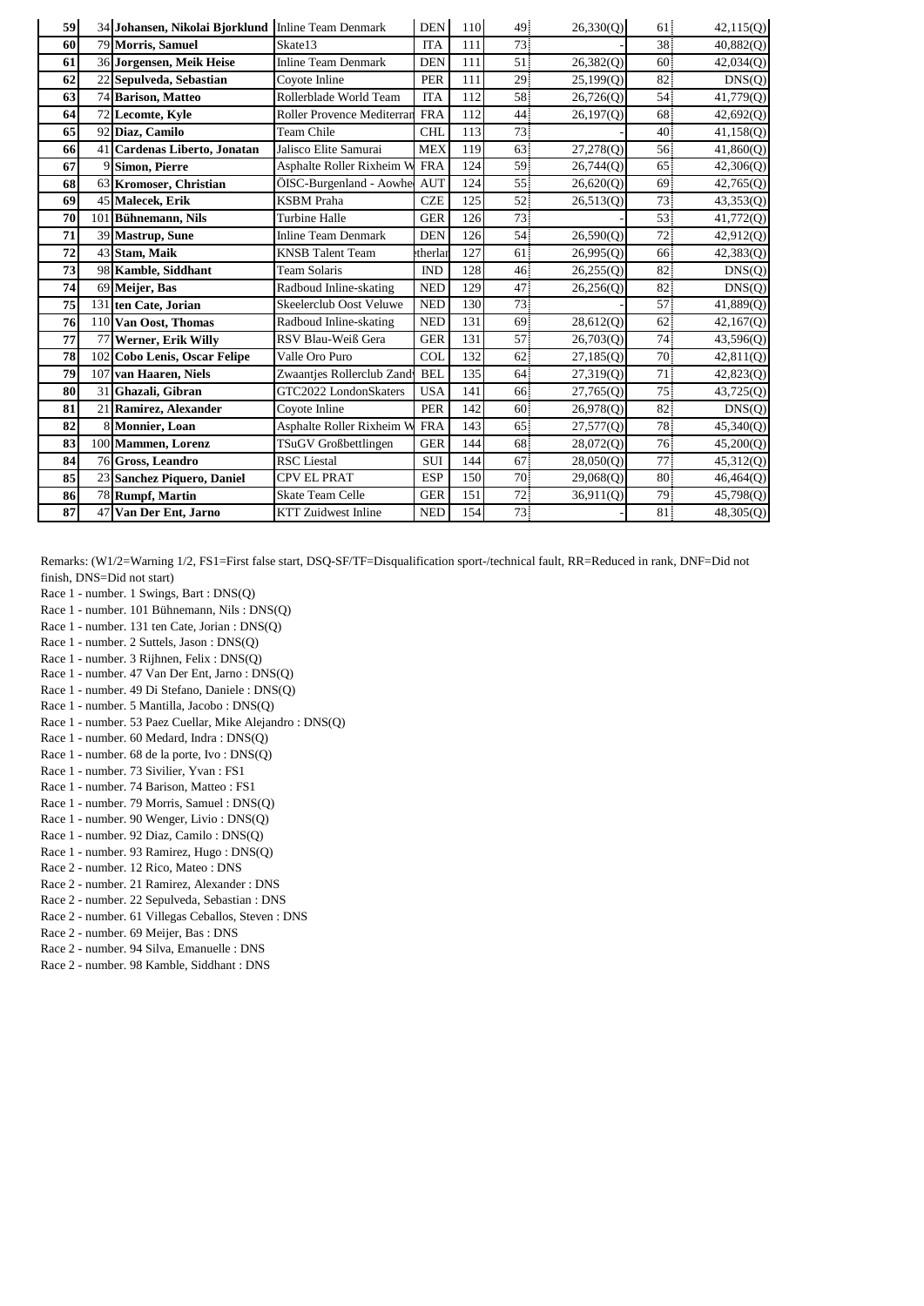| | | | | | | | | | |
|---|---|---|---|---|---|---|---|---|---|
| **59** | 34 | **Johansen, Nikolai Bjorklund** | Inline Team Denmark | DEN | 110 | 49 | 26,330(Q) | 61 | 42,115(Q) |
| **60** | 79 | **Morris, Samuel** | Skate13 | ITA | 111 | 73 | - | 38 | 40,882(Q) |
| **61** | 36 | **Jorgensen, Meik Heise** | Inline Team Denmark | DEN | 111 | 51 | 26,382(Q) | 60 | 42,034(Q) |
| **62** | 22 | **Sepulveda, Sebastian** | Coyote Inline | PER | 111 | 29 | 25,199(Q) | 82 | DNS(Q) |
| **63** | 74 | **Barison, Matteo** | Rollerblade World Team | ITA | 112 | 58 | 26,726(Q) | 54 | 41,779(Q) |
| **64** | 72 | **Lecomte, Kyle** | Roller Provence Mediterran | FRA | 112 | 44 | 26,197(Q) | 68 | 42,692(Q) |
| **65** | 92 | **Diaz, Camilo** | Team Chile | CHL | 113 | 73 | - | 40 | 41,158(Q) |
| **66** | 41 | **Cardenas Liberto, Jonatan** | Jalisco Elite Samurai | MEX | 119 | 63 | 27,278(Q) | 56 | 41,860(Q) |
| **67** | 9 | **Simon, Pierre** | Asphalte Roller Rixheim W | FRA | 124 | 59 | 26,744(Q) | 65 | 42,306(Q) |
| **68** | 63 | **Kromoser, Christian** | ÖISC-Burgenland - Aowhe | AUT | 124 | 55 | 26,620(Q) | 69 | 42,765(Q) |
| **69** | 45 | **Malecek, Erik** | KSBM Praha | CZE | 125 | 52 | 26,513(Q) | 73 | 43,353(Q) |
| **70** | 101 | **Bühnemann, Nils** | Turbine Halle | GER | 126 | 73 | - | 53 | 41,772(Q) |
| **71** | 39 | **Mastrup, Sune** | Inline Team Denmark | DEN | 126 | 54 | 26,590(Q) | 72 | 42,912(Q) |
| **72** | 43 | **Stam, Maik** | KNSB Talent Team | etherlar | 127 | 61 | 26,995(Q) | 66 | 42,383(Q) |
| **73** | 98 | **Kamble, Siddhant** | Team Solaris | IND | 128 | 46 | 26,255(Q) | 82 | DNS(Q) |
| **74** | 69 | **Meijer, Bas** | Radboud Inline-skating | NED | 129 | 47 | 26,256(Q) | 82 | DNS(Q) |
| **75** | 131 | **ten Cate, Jorian** | Skeelerclub Oost Veluwe | NED | 130 | 73 | - | 57 | 41,889(Q) |
| **76** | 110 | **Van Oost, Thomas** | Radboud Inline-skating | NED | 131 | 69 | 28,612(Q) | 62 | 42,167(Q) |
| **77** | 77 | **Werner, Erik Willy** | RSV Blau-Weiß Gera | GER | 131 | 57 | 26,703(Q) | 74 | 43,596(Q) |
| **78** | 102 | **Cobo Lenis, Oscar Felipe** | Valle Oro Puro | COL | 132 | 62 | 27,185(Q) | 70 | 42,811(Q) |
| **79** | 107 | **van Haaren, Niels** | Zwaantjes Rollerclub Zandv | BEL | 135 | 64 | 27,319(Q) | 71 | 42,823(Q) |
| **80** | 31 | **Ghazali, Gibran** | GTC2022 LondonSkaters | USA | 141 | 66 | 27,765(Q) | 75 | 43,725(Q) |
| **81** | 21 | **Ramirez, Alexander** | Coyote Inline | PER | 142 | 60 | 26,978(Q) | 82 | DNS(Q) |
| **82** | 8 | **Monnier, Loan** | Asphalte Roller Rixheim W | FRA | 143 | 65 | 27,577(Q) | 78 | 45,340(Q) |
| **83** | 100 | **Mammen, Lorenz** | TSuGV Großbettlingen | GER | 144 | 68 | 28,072(Q) | 76 | 45,200(Q) |
| **84** | 76 | **Gross, Leandro** | RSC Liestal | SUI | 144 | 67 | 28,050(Q) | 77 | 45,312(Q) |
| **85** | 23 | **Sanchez Piquero, Daniel** | CPV EL PRAT | ESP | 150 | 70 | 29,068(Q) | 80 | 46,464(Q) |
| **86** | 78 | **Rumpf, Martin** | Skate Team Celle | GER | 151 | 72 | 36,911(Q) | 79 | 45,798(Q) |
| **87** | 47 | **Van Der Ent, Jarno** | KTT Zuidwest Inline | NED | 154 | 73 | - | 81 | 48,305(Q) |

Remarks: (W1/2=Warning 1/2, FS1=First false start, DSQ-SF/TF=Disqualification sport-/technical fault, RR=Reduced in rank, DNF=Did not finish, DNS=Did not start)

Race 1 - number. 1 Swings, Bart : DNS(Q)  
Race 1 - number. 101 Bühnemann, Nils : DNS(Q)  
Race 1 - number. 131 ten Cate, Jorian : DNS(Q)  
Race 1 - number. 2 Suttels, Jason : DNS(Q)  
Race 1 - number. 3 Rijhnen, Felix : DNS(Q)  
Race 1 - number. 47 Van Der Ent, Jarno : DNS(Q)  
Race 1 - number. 49 Di Stefano, Daniele : DNS(Q)  
Race 1 - number. 5 Mantilla, Jacobo : DNS(Q)  
Race 1 - number. 53 Paez Cuellar, Mike Alejandro : DNS(Q)  
Race 1 - number. 60 Medard, Indra : DNS(Q)  
Race 1 - number. 68 de la porte, Ivo : DNS(Q)  
Race 1 - number. 73 Sivilier, Yvan : FS1  
Race 1 - number. 74 Barison, Matteo : FS1  
Race 1 - number. 79 Morris, Samuel : DNS(Q)  
Race 1 - number. 90 Wenger, Livio : DNS(Q)  
Race 1 - number. 92 Diaz, Camilo : DNS(Q)  
Race 1 - number. 93 Ramirez, Hugo : DNS(Q)  
Race 2 - number. 12 Rico, Mateo : DNS  
Race 2 - number. 21 Ramirez, Alexander : DNS  
Race 2 - number. 22 Sepulveda, Sebastian : DNS  
Race 2 - number. 61 Villegas Ceballos, Steven : DNS  
Race 2 - number. 69 Meijer, Bas : DNS  
Race 2 - number. 94 Silva, Emanuelle : DNS  
Race 2 - number. 98 Kamble, Siddhant : DNS